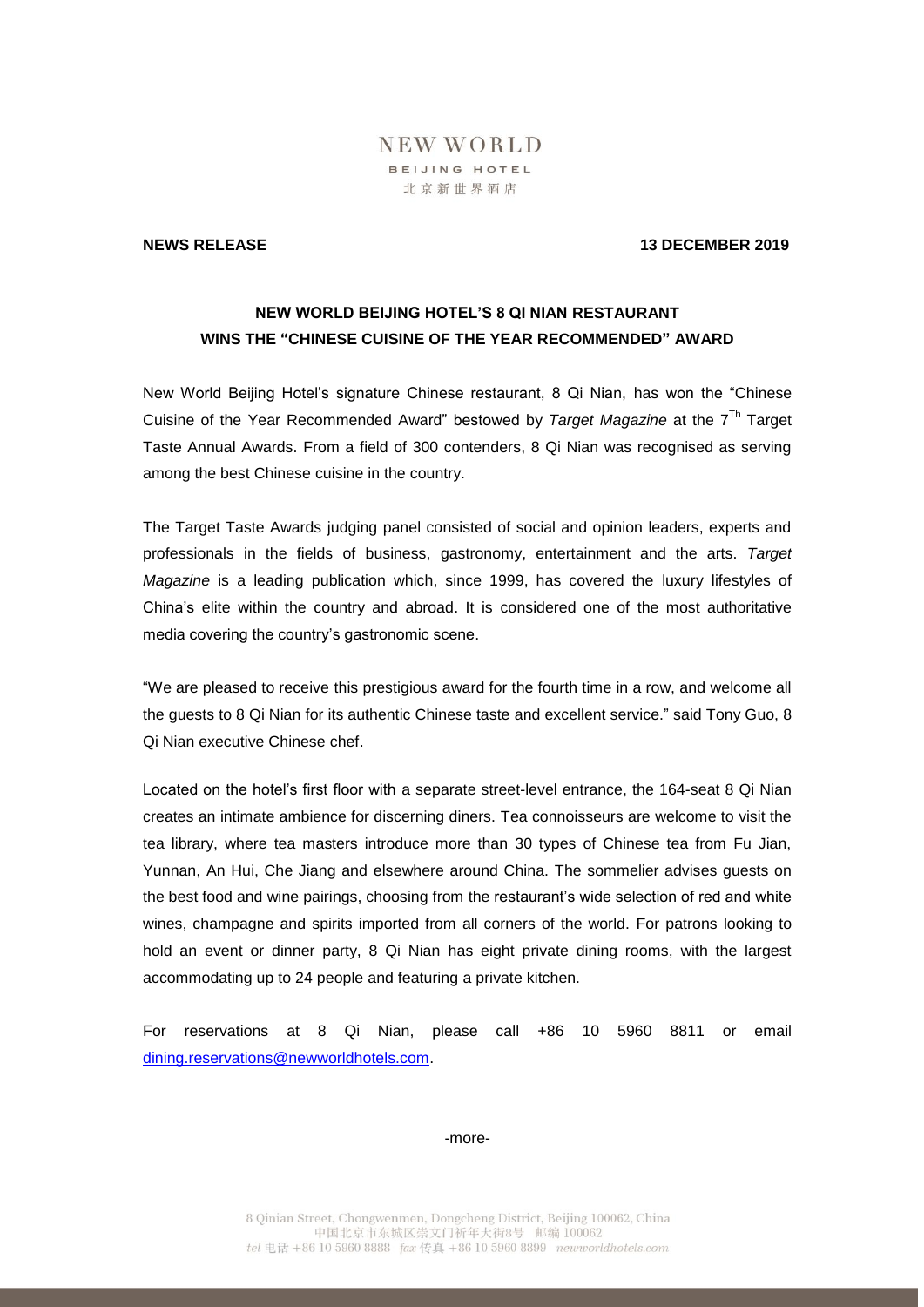NEW WORLD

BEIJING HOTEL

北京新世界酒店

**NEWS RELEASE** **13 DECEMBER 2019**

# NEW WORLD BEIJING HOTEL'S 8 QI NIAN RESTAURANT WINS THE "CHINESE CUISINE OF THE YEAR RECOMMENDED" AWARD

New World Beijing Hotel's signature Chinese restaurant, 8 Qi Nian, has won the "Chinese Cuisine of the Year Recommended Award" bestowed by *Target Magazine* at the 7Th Target Taste Annual Awards. From a field of 300 contenders, 8 Qi Nian was recognised as serving among the best Chinese cuisine in the country.

The Target Taste Awards judging panel consisted of social and opinion leaders, experts and professionals in the fields of business, gastronomy, entertainment and the arts. *Target Magazine* is a leading publication which, since 1999, has covered the luxury lifestyles of China's elite within the country and abroad. It is considered one of the most authoritative media covering the country's gastronomic scene.

"We are pleased to receive this prestigious award for the fourth time in a row, and welcome all the guests to 8 Qi Nian for its authentic Chinese taste and excellent service." said Tony Guo, 8 Qi Nian executive Chinese chef.

Located on the hotel's first floor with a separate street-level entrance, the 164-seat 8 Qi Nian creates an intimate ambience for discerning diners. Tea connoisseurs are welcome to visit the tea library, where tea masters introduce more than 30 types of Chinese tea from Fu Jian, Yunnan, An Hui, Che Jiang and elsewhere around China. The sommelier advises guests on the best food and wine pairings, choosing from the restaurant's wide selection of red and white wines, champagne and spirits imported from all corners of the world. For patrons looking to hold an event or dinner party, 8 Qi Nian has eight private dining rooms, with the largest accommodating up to 24 people and featuring a private kitchen.

For reservations at 8 Qi Nian, please call +86 10 5960 8811 or email dining.reservations@newworldhotels.com.

-more-

8 Qinian Street, Chongwenmen, Dongcheng District, Beijing 100062, China
中国北京市东城区崇文门祈年大街8号 邮编 100062
*tel* 电话 +86 10 5960 8888 *fax* 传真 +86 10 5960 8899 *newworldhotels.com*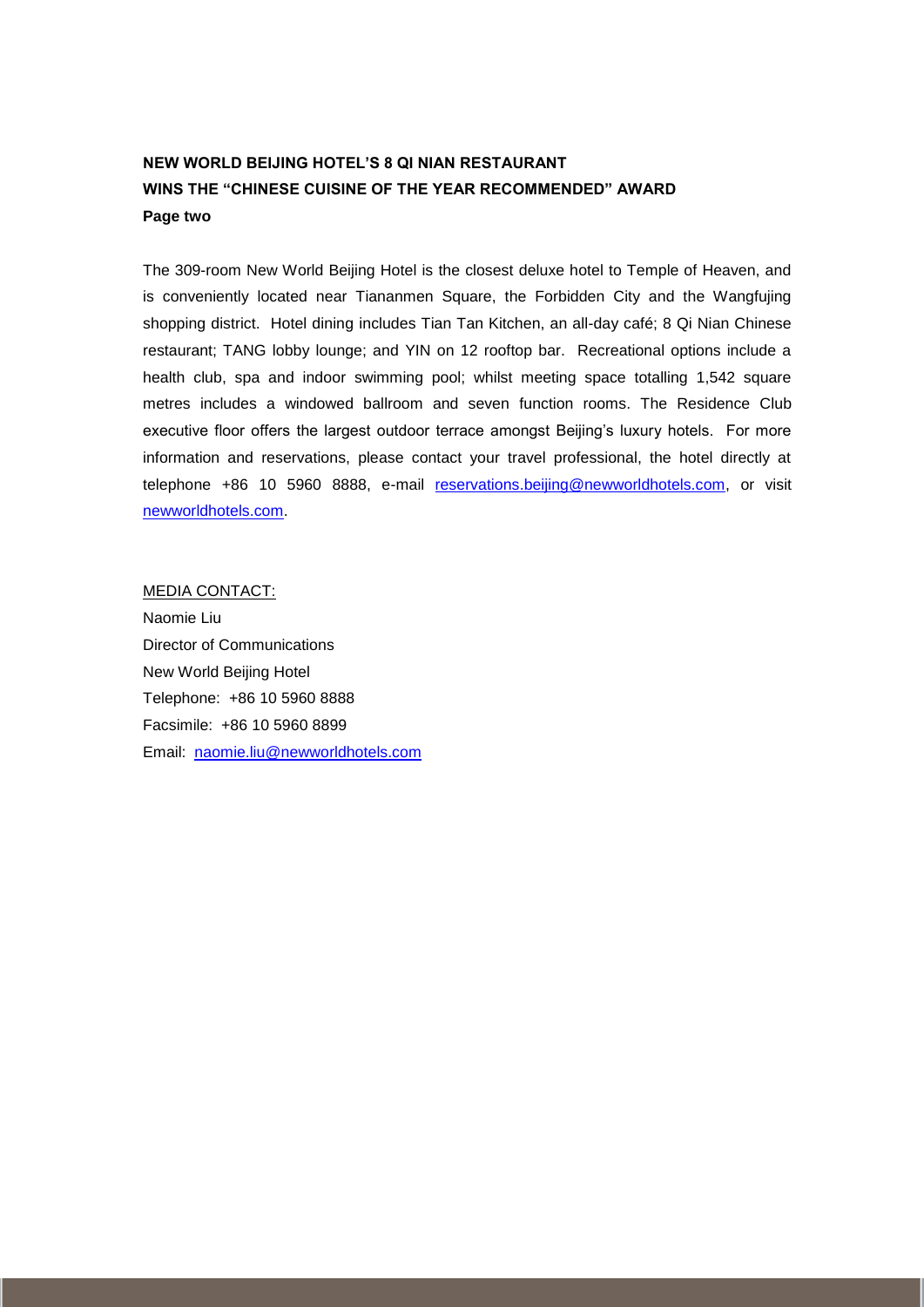**NEW WORLD BEIJING HOTEL'S 8 QI NIAN RESTAURANT**
**WINS THE "CHINESE CUISINE OF THE YEAR RECOMMENDED" AWARD**
**Page two**

The 309-room New World Beijing Hotel is the closest deluxe hotel to Temple of Heaven, and is conveniently located near Tiananmen Square, the Forbidden City and the Wangfujing shopping district. Hotel dining includes Tian Tan Kitchen, an all-day café; 8 Qi Nian Chinese restaurant; TANG lobby lounge; and YIN on 12 rooftop bar. Recreational options include a health club, spa and indoor swimming pool; whilst meeting space totalling 1,542 square metres includes a windowed ballroom and seven function rooms. The Residence Club executive floor offers the largest outdoor terrace amongst Beijing's luxury hotels. For more information and reservations, please contact your travel professional, the hotel directly at telephone +86 10 5960 8888, e-mail reservations.beijing@newworldhotels.com, or visit newworldhotels.com.

MEDIA CONTACT:
Naomie Liu
Director of Communications
New World Beijing Hotel
Telephone: +86 10 5960 8888
Facsimile: +86 10 5960 8899
Email: naomie.liu@newworldhotels.com